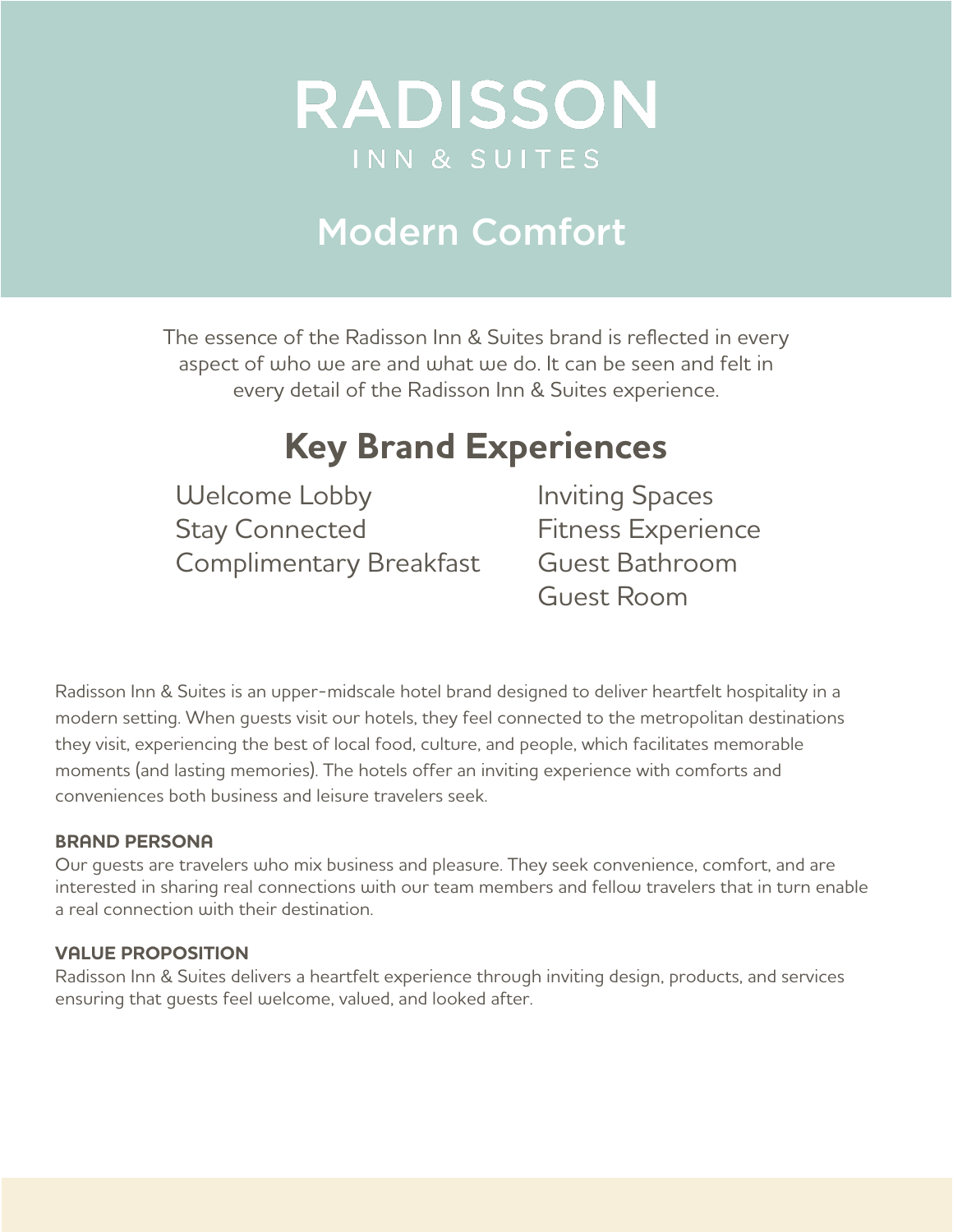# RADISSON

INN & SUITES

## Modern Comfort

The essence of the Radisson Inn & Suites brand is reflected in every aspect of who we are and what we do. It can be seen and felt in every detail of the Radisson Inn & Suites experience.

## Key Brand Experiences

- Welcome Lobby
- Stay Connected
- Complimentary Breakfast
- Inviting Spaces
- Fitness Experience
- Guest Bathroom
- Guest Room

Radisson Inn & Suites is an upper-midscale hotel brand designed to deliver heartfelt hospitality in a modern setting. When guests visit our hotels, they feel connected to the metropolitan destinations they visit, experiencing the best of local food, culture, and people, which facilitates memorable moments (and lasting memories). The hotels offer an inviting experience with comforts and conveniences both business and leisure travelers seek.

### BRAND PERSONA

Our guests are travelers who mix business and pleasure. They seek convenience, comfort, and are interested in sharing real connections with our team members and fellow travelers that in turn enable a real connection with their destination.

### VALUE PROPOSITION

Radisson Inn & Suites delivers a heartfelt experience through inviting design, products, and services ensuring that guests feel welcome, valued, and looked after.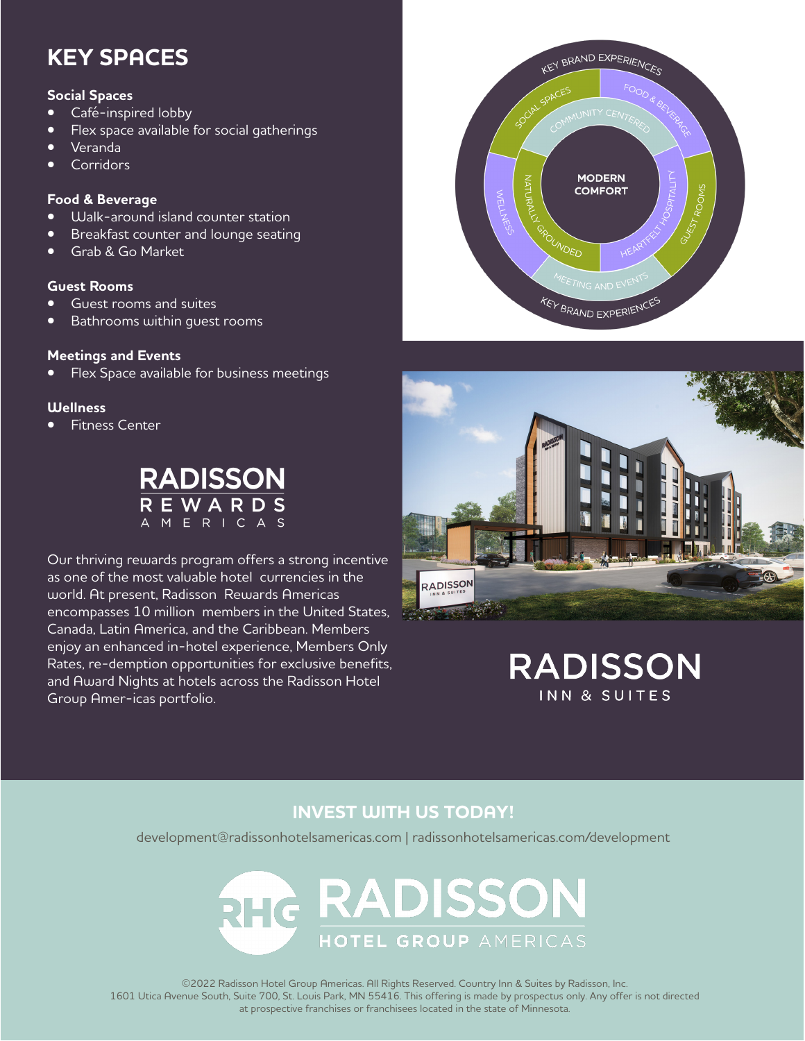# KEY SPACES

### Social Spaces

- Café-inspired lobby
- Flex space available for social gatherings
- Veranda
- Corridors

### Food & Beverage

- Walk-around island counter station
- Breakfast counter and lounge seating
- Grab & Go Market

### Guest Rooms

- Guest rooms and suites
- Bathrooms within guest rooms

### Meetings and Events

- Flex Space available for business meetings

### Wellness

- Fitness Center

KEY BRAND EXPERIENCES
SOCIAL SPACES
FOOD & BEVERAGE
COMMUNITY CENTERED
MODERN COMFORT
WELLNESS
NATURALLY GROUNDED
HEARTFELT HOSPITALITY
GUEST ROOMS
MEETING AND EVENTS
KEY BRAND EXPERIENCES

**RADISSON REWARDS AMERICAS**

Our thriving rewards program offers a strong incentive as one of the most valuable hotel currencies in the world. At present, Radisson Rewards Americas encompasses 10 million members in the United States, Canada, Latin America, and the Caribbean. Members enjoy an enhanced in-hotel experience, Members Only Rates, re-demption opportunities for exclusive benefits, and Award Nights at hotels across the Radisson Hotel Group Amer-icas portfolio.

**RADISSON INN & SUITES**

## INVEST WITH US TODAY!

development@radissonhotelsamericas.com | radissonhotelsamericas.com/development

**RADISSON HOTEL GROUP AMERICAS**

©2022 Radisson Hotel Group Americas. All Rights Reserved. Country Inn & Suites by Radisson, Inc. 1601 Utica Avenue South, Suite 700, St. Louis Park, MN 55416. This offering is made by prospectus only. Any offer is not directed at prospective franchises or franchisees located in the state of Minnesota.